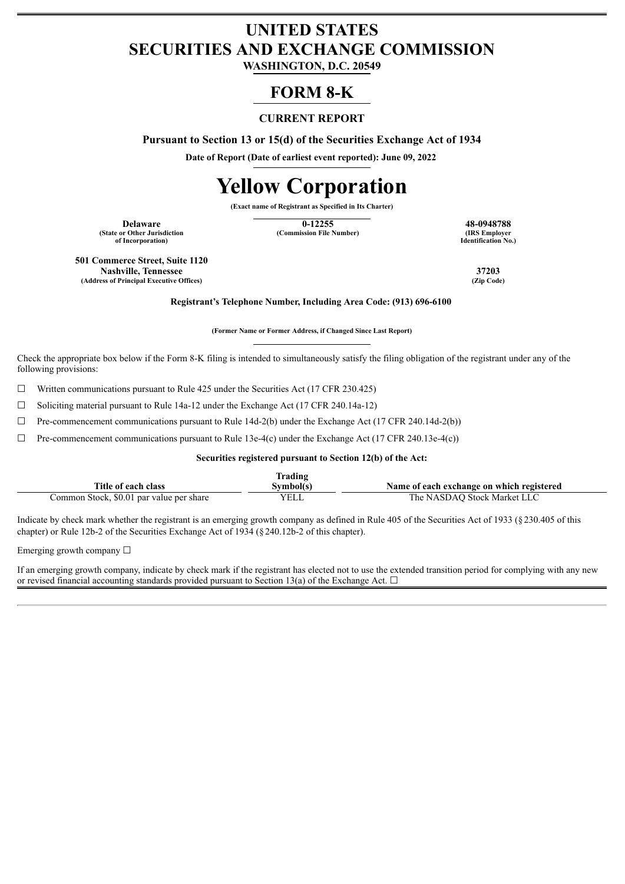# UNITED STATES
# SECURITIES AND EXCHANGE COMMISSION
**WASHINGTON, D.C. 20549**

# FORM 8-K

**CURRENT REPORT**

**Pursuant to Section 13 or 15(d) of the Securities Exchange Act of 1934**

**Date of Report (Date of earliest event reported): June 09, 2022**

# Yellow Corporation

**(Exact name of Registrant as Specified in Its Charter)**

| Delaware | 0-12255 | 48-0948788 |
|---|---|---|
| (State or Other Jurisdiction of Incorporation) | (Commission File Number) | (IRS Employer Identification No.) |

| 501 Commerce Street, Suite 1120 Nashville, Tennessee | 37203 |
|---|---|
| (Address of Principal Executive Offices) | (Zip Code) |

**Registrant's Telephone Number, Including Area Code: (913) 696-6100**

**(Former Name or Former Address, if Changed Since Last Report)**

Check the appropriate box below if the Form 8-K filing is intended to simultaneously satisfy the filing obligation of the registrant under any of the following provisions:

☐ Written communications pursuant to Rule 425 under the Securities Act (17 CFR 230.425)

☐ Soliciting material pursuant to Rule 14a-12 under the Exchange Act (17 CFR 240.14a-12)

☐ Pre-commencement communications pursuant to Rule 14d-2(b) under the Exchange Act (17 CFR 240.14d-2(b))

☐ Pre-commencement communications pursuant to Rule 13e-4(c) under the Exchange Act (17 CFR 240.13e-4(c))

**Securities registered pursuant to Section 12(b) of the Act:**

| Title of each class | Trading Symbol(s) | Name of each exchange on which registered |
|---|---|---|
| Common Stock, $0.01 par value per share | YELL | The NASDAQ Stock Market LLC |

Indicate by check mark whether the registrant is an emerging growth company as defined in Rule 405 of the Securities Act of 1933 (§230.405 of this chapter) or Rule 12b-2 of the Securities Exchange Act of 1934 (§240.12b-2 of this chapter).

Emerging growth company ☐

If an emerging growth company, indicate by check mark if the registrant has elected not to use the extended transition period for complying with any new or revised financial accounting standards provided pursuant to Section 13(a) of the Exchange Act. ☐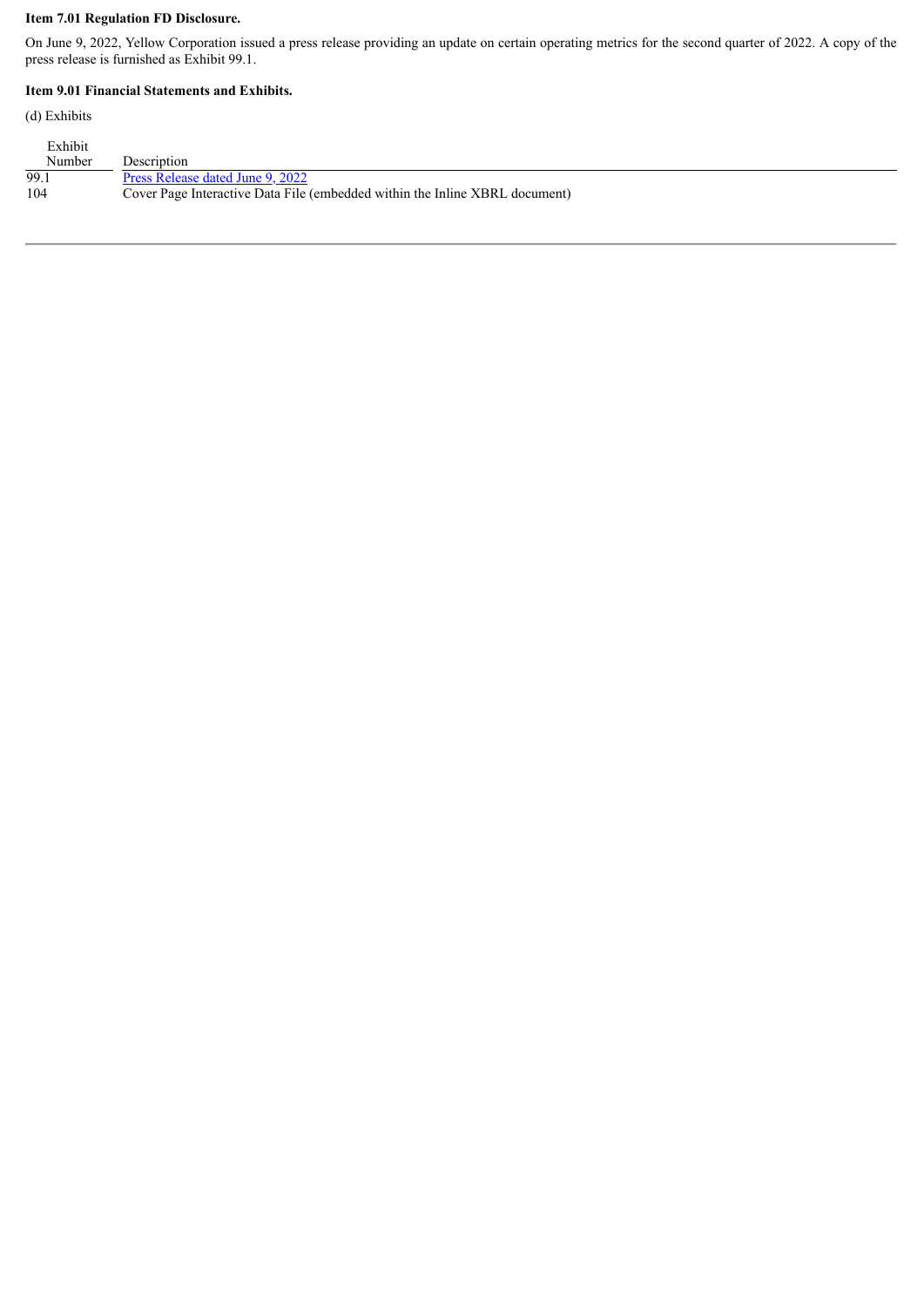**Item 7.01 Regulation FD Disclosure.**

On June 9, 2022, Yellow Corporation issued a press release providing an update on certain operating metrics for the second quarter of 2022. A copy of the press release is furnished as Exhibit 99.1.

**Item 9.01 Financial Statements and Exhibits.**

(d) Exhibits

| Exhibit Number | Description |
|---|---|
| 99.1 | Press Release dated June 9, 2022 |
| 104 | Cover Page Interactive Data File (embedded within the Inline XBRL document) |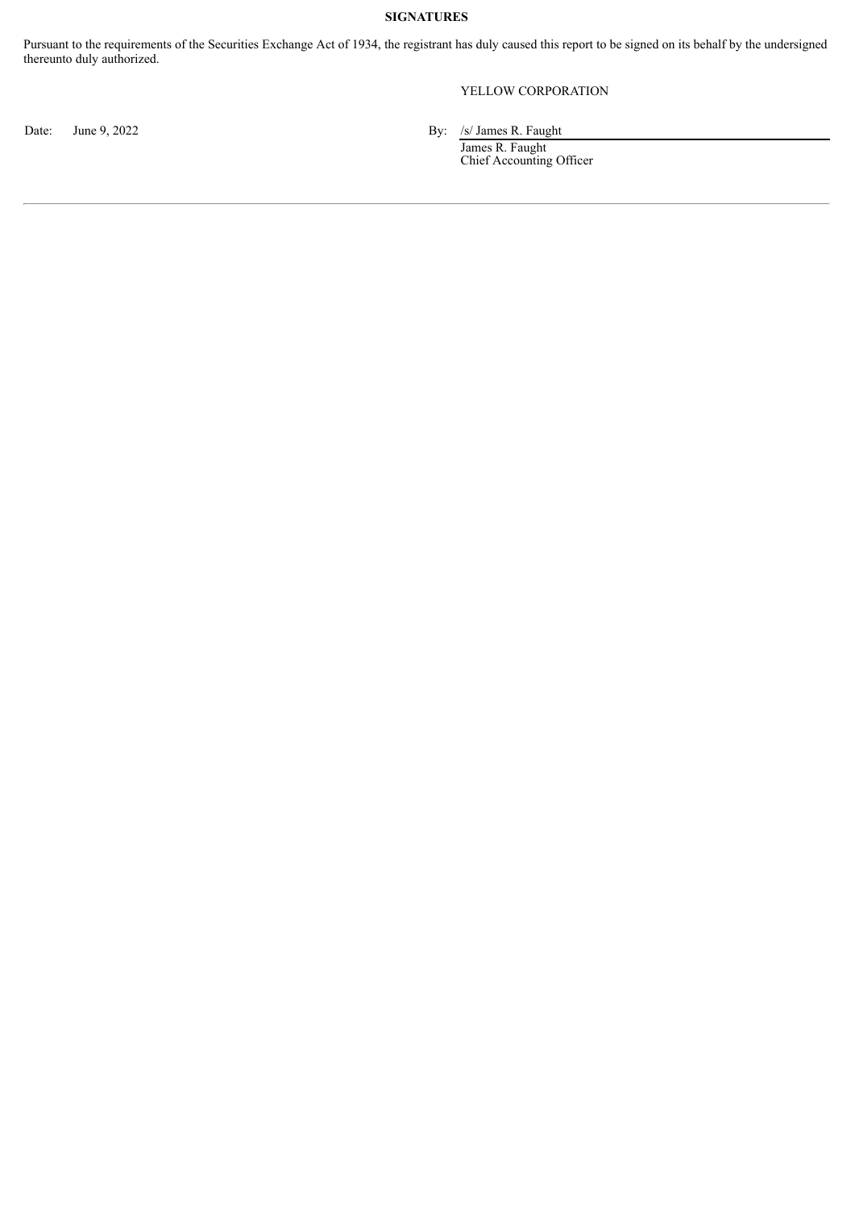**SIGNATURES**

Pursuant to the requirements of the Securities Exchange Act of 1934, the registrant has duly caused this report to be signed on its behalf by the undersigned thereunto duly authorized.

YELLOW CORPORATION

Date: June 9, 2022

By: /s/ James R. Faught
James R. Faught
Chief Accounting Officer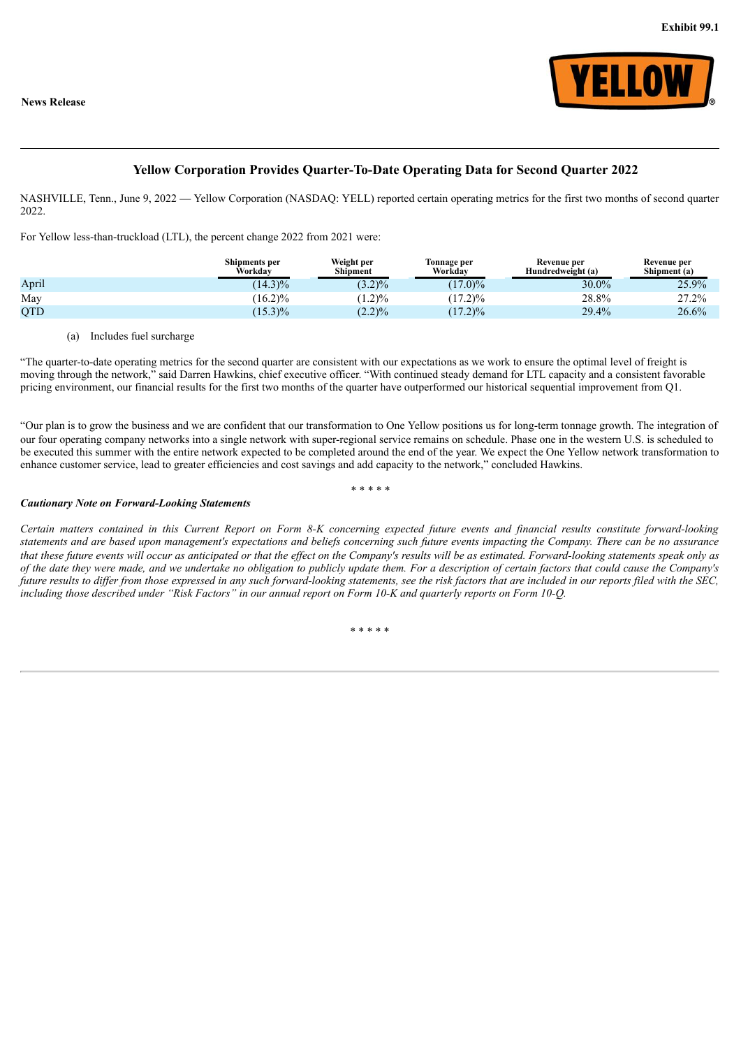**Exhibit 99.1**

**News Release**

YELLOW

## Yellow Corporation Provides Quarter-To-Date Operating Data for Second Quarter 2022

NASHVILLE, Tenn., June 9, 2022 — Yellow Corporation (NASDAQ: YELL) reported certain operating metrics for the first two months of second quarter 2022.

For Yellow less-than-truckload (LTL), the percent change 2022 from 2021 were:

| | Shipments per Workday | Weight per Shipment | Tonnage per Workday | Revenue per Hundredweight (a) | Revenue per Shipment (a) |
|---|---|---|---|---|---|
| April | (14.3)% | (3.2)% | (17.0)% | 30.0% | 25.9% |
| May | (16.2)% | (1.2)% | (17.2)% | 28.8% | 27.2% |
| QTD | (15.3)% | (2.2)% | (17.2)% | 29.4% | 26.6% |

(a) Includes fuel surcharge

"The quarter-to-date operating metrics for the second quarter are consistent with our expectations as we work to ensure the optimal level of freight is moving through the network," said Darren Hawkins, chief executive officer. "With continued steady demand for LTL capacity and a consistent favorable pricing environment, our financial results for the first two months of the quarter have outperformed our historical sequential improvement from Q1.

"Our plan is to grow the business and we are confident that our transformation to One Yellow positions us for long-term tonnage growth. The integration of our four operating company networks into a single network with super-regional service remains on schedule. Phase one in the western U.S. is scheduled to be executed this summer with the entire network expected to be completed around the end of the year. We expect the One Yellow network transformation to enhance customer service, lead to greater efficiencies and cost savings and add capacity to the network," concluded Hawkins.

\* \* \* \* \*

***Cautionary Note on Forward-Looking Statements***

*Certain matters contained in this Current Report on Form 8-K concerning expected future events and financial results constitute forward-looking statements and are based upon management's expectations and beliefs concerning such future events impacting the Company. There can be no assurance that these future events will occur as anticipated or that the effect on the Company's results will be as estimated. Forward-looking statements speak only as of the date they were made, and we undertake no obligation to publicly update them. For a description of certain factors that could cause the Company's future results to differ from those expressed in any such forward-looking statements, see the risk factors that are included in our reports filed with the SEC, including those described under "Risk Factors" in our annual report on Form 10-K and quarterly reports on Form 10-Q.*

\* \* \* \* \*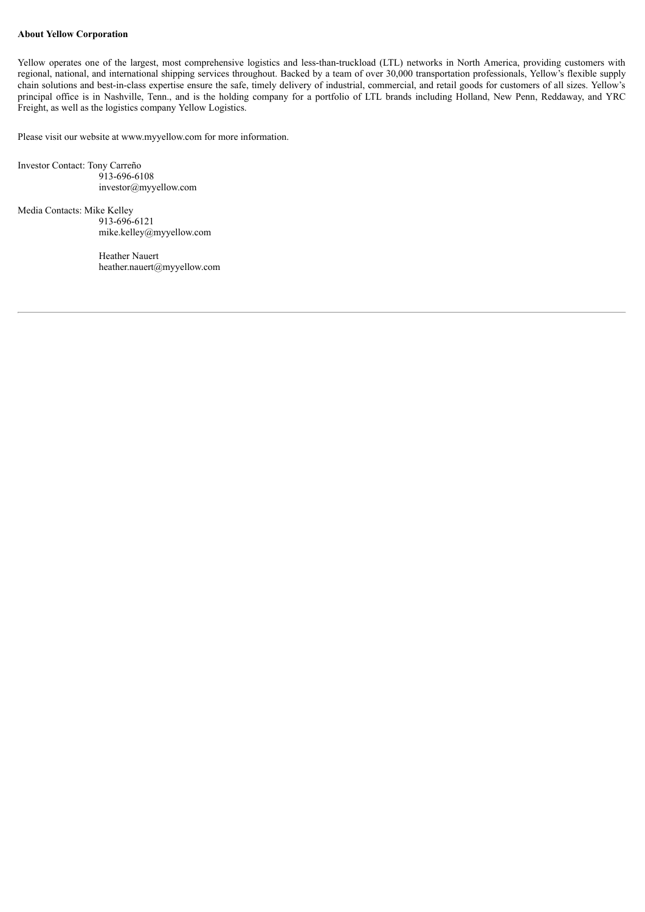**About Yellow Corporation**

Yellow operates one of the largest, most comprehensive logistics and less-than-truckload (LTL) networks in North America, providing customers with regional, national, and international shipping services throughout. Backed by a team of over 30,000 transportation professionals, Yellow's flexible supply chain solutions and best-in-class expertise ensure the safe, timely delivery of industrial, commercial, and retail goods for customers of all sizes. Yellow's principal office is in Nashville, Tenn., and is the holding company for a portfolio of LTL brands including Holland, New Penn, Reddaway, and YRC Freight, as well as the logistics company Yellow Logistics.

Please visit our website at www.myyellow.com for more information.

Investor Contact: Tony Carreño
913-696-6108
investor@myyellow.com

Media Contacts: Mike Kelley
913-696-6121
mike.kelley@myyellow.com

Heather Nauert
heather.nauert@myyellow.com